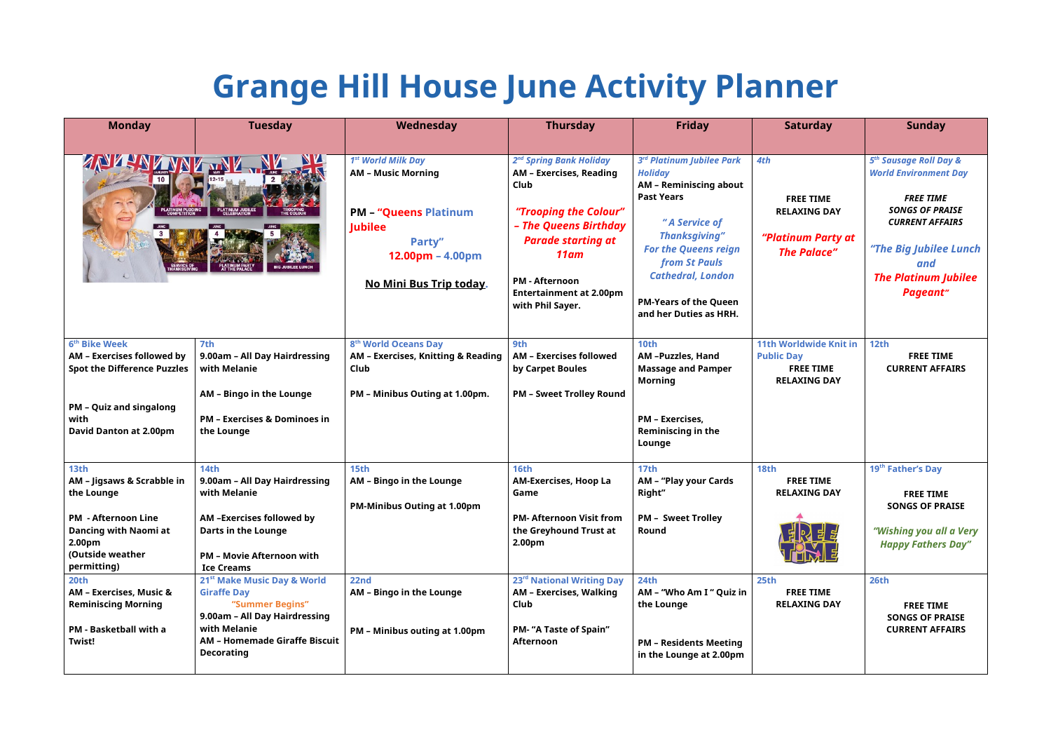# Grange Hill House June Activity Planner

| Monday | Tuesday | Wednesday | Thursday | Friday | Saturday | Sunday |
|---|---|---|---|---|---|---|
| | | *1st World Milk Day* **AM – Music Morning** **PM – "Queens Platinum Jubilee Party" 12.00pm – 4.00pm** **No Mini Bus Trip today.** | *2nd Spring Bank Holiday* **AM – Exercises, Reading Club** ***"Trooping the Colour" – The Queens Birthday Parade starting at 11am*** **PM - Afternoon Entertainment at 2.00pm with Phil Sayer.** | *3rd Platinum Jubilee Park Holiday* **AM – Reminiscing about Past Years** ***" A Service of Thanksgiving" For the Queens reign from St Pauls Cathedral, London*** **PM-Years of the Queen and her Duties as HRH.** | *4th* **FREE TIME RELAXING DAY** ***"Platinum Party at The Palace"*** | *5th Sausage Roll Day & World Environment Day* ***FREE TIME SONGS OF PRAISE CURRENT AFFAIRS*** ***"The Big Jubilee Lunch and The Platinum Jubilee Pageant"*** |
| **6th Bike Week** **AM – Exercises followed by Spot the Difference Puzzles** **PM – Quiz and singalong with David Danton at 2.00pm** | **7th** **9.00am – All Day Hairdressing with Melanie** **AM – Bingo in the Lounge** **PM – Exercises & Dominoes in the Lounge** | **8th World Oceans Day** **AM – Exercises, Knitting & Reading Club** **PM – Minibus Outing at 1.00pm.** | **9th** **AM – Exercises followed by Carpet Boules** **PM – Sweet Trolley Round** | **10th** **AM –Puzzles, Hand Massage and Pamper Morning** **PM – Exercises, Reminiscing in the Lounge** | **11th Worldwide Knit in Public Day** **FREE TIME RELAXING DAY** | **12th** **FREE TIME CURRENT AFFAIRS** |
| **13th** **AM – Jigsaws & Scrabble in the Lounge** **PM - Afternoon Line Dancing with Naomi at 2.00pm (Outside weather permitting)** | **14th** **9.00am – All Day Hairdressing with Melanie** **AM –Exercises followed by Darts in the Lounge** **PM – Movie Afternoon with Ice Creams** | **15th** **AM – Bingo in the Lounge** **PM-Minibus Outing at 1.00pm** | **16th** **AM-Exercises, Hoop La Game** **PM- Afternoon Visit from the Greyhound Trust at 2.00pm** | **17th** **AM – "Play your Cards Right"** **PM – Sweet Trolley Round** | **18th** **FREE TIME RELAXING DAY** | **19th Father's Day** **FREE TIME SONGS OF PRAISE** ***"Wishing you all a Very Happy Fathers Day"*** |
| **20th** **AM – Exercises, Music & Reminiscing Morning** **PM - Basketball with a Twist!** | **21st Make Music Day & World Giraffe Day** **"Summer Begins"** **9.00am – All Day Hairdressing with Melanie** **AM – Homemade Giraffe Biscuit Decorating** | **22nd** **AM – Bingo in the Lounge** **PM – Minibus outing at 1.00pm** | **23rd National Writing Day** **AM – Exercises, Walking Club** **PM- "A Taste of Spain" Afternoon** | **24th** **AM – "Who Am I " Quiz in the Lounge** **PM – Residents Meeting in the Lounge at 2.00pm** | **25th** **FREE TIME RELAXING DAY** | **26th** **FREE TIME SONGS OF PRAISE CURRENT AFFAIRS** |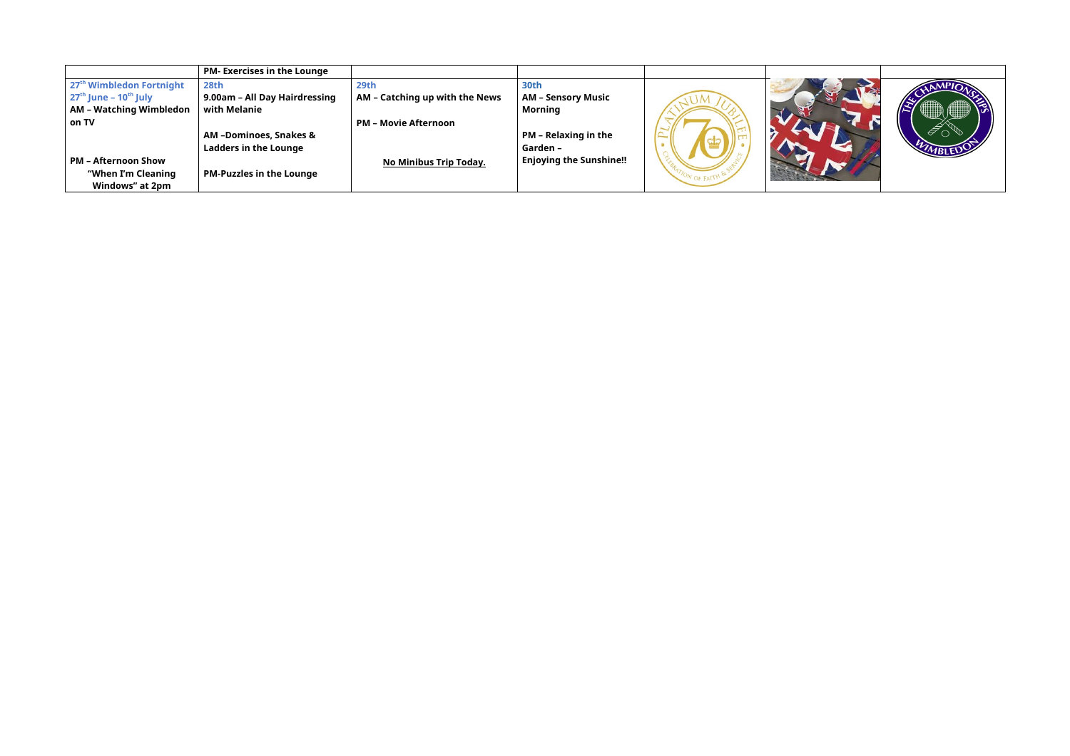| | | | | | | |
|---|---|---|---|---|---|---|
| | **PM- Exercises in the Lounge** | | | | | |
| **27th Wimbledon Fortnight**<br>**27th June – 10th July**<br>**AM – Watching Wimbledon on TV**<br><br>**PM – Afternoon Show "When I'm Cleaning Windows" at 2pm** | **28th**<br>**9.00am – All Day Hairdressing with Melanie**<br><br>**AM –Dominoes, Snakes & Ladders in the Lounge**<br><br>**PM-Puzzles in the Lounge** | **29th**<br>**AM – Catching up with the News**<br><br>**PM – Movie Afternoon**<br><br>**No Minibus Trip Today.** | **30th**<br>**AM – Sensory Music Morning**<br><br>**PM – Relaxing in the Garden –**<br>**Enjoying the Sunshine!!** | | | |